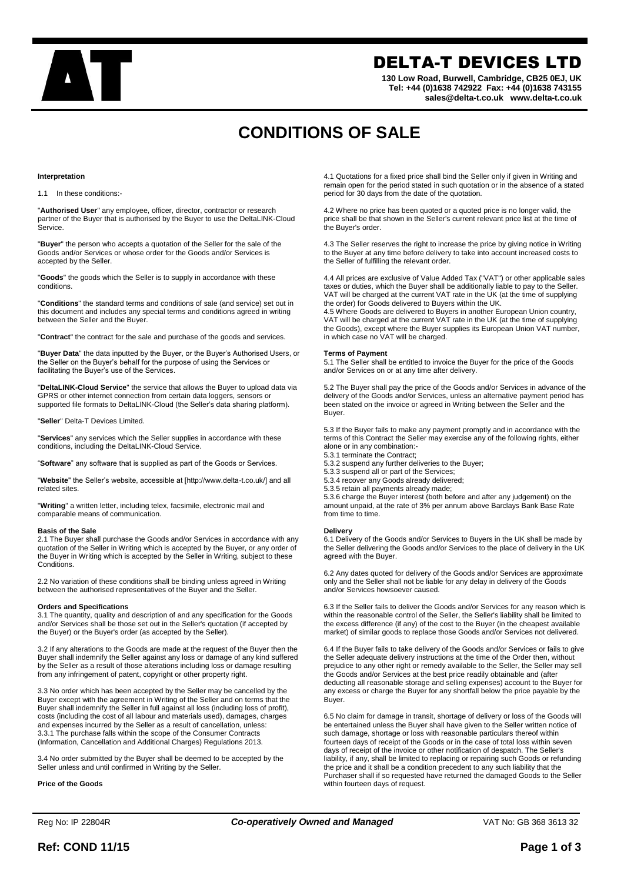# DELTA-T DEVICES LTD

**130 Low Road, Burwell, Cambridge, CB25 0EJ, UK**
**Tel: +44 (0)1638 742922 Fax: +44 (0)1638 743155**
**sales@delta-t.co.uk www.delta-t.co.uk**

# CONDITIONS OF SALE

### Interpretation

1.1 In these conditions:-

"**Authorised User**" any employee, officer, director, contractor or research partner of the Buyer that is authorised by the Buyer to use the DeltaLINK-Cloud Service.

"**Buyer**" the person who accepts a quotation of the Seller for the sale of the Goods and/or Services or whose order for the Goods and/or Services is accepted by the Seller.

"**Goods**" the goods which the Seller is to supply in accordance with these conditions.

"**Conditions**" the standard terms and conditions of sale (and service) set out in this document and includes any special terms and conditions agreed in writing between the Seller and the Buyer.

"**Contract**" the contract for the sale and purchase of the goods and services.

"**Buyer Data**" the data inputted by the Buyer, or the Buyer's Authorised Users, or the Seller on the Buyer's behalf for the purpose of using the Services or facilitating the Buyer's use of the Services.

"**DeltaLINK-Cloud Service**" the service that allows the Buyer to upload data via GPRS or other internet connection from certain data loggers, sensors or supported file formats to DeltaLINK-Cloud (the Seller's data sharing platform).

"**Seller**" Delta-T Devices Limited.

"**Services**" any services which the Seller supplies in accordance with these conditions, including the DeltaLINK-Cloud Service.

"**Software**" any software that is supplied as part of the Goods or Services.

"**Website**" the Seller's website, accessible at [http://www.delta-t.co.uk/] and all related sites.

"**Writing**" a written letter, including telex, facsimile, electronic mail and comparable means of communication.

### Basis of the Sale

2.1 The Buyer shall purchase the Goods and/or Services in accordance with any quotation of the Seller in Writing which is accepted by the Buyer, or any order of the Buyer in Writing which is accepted by the Seller in Writing, subject to these Conditions.

2.2 No variation of these conditions shall be binding unless agreed in Writing between the authorised representatives of the Buyer and the Seller.

### Orders and Specifications

3.1 The quantity, quality and description of and any specification for the Goods and/or Services shall be those set out in the Seller's quotation (if accepted by the Buyer) or the Buyer's order (as accepted by the Seller).

3.2 If any alterations to the Goods are made at the request of the Buyer then the Buyer shall indemnify the Seller against any loss or damage of any kind suffered by the Seller as a result of those alterations including loss or damage resulting from any infringement of patent, copyright or other property right.

3.3 No order which has been accepted by the Seller may be cancelled by the Buyer except with the agreement in Writing of the Seller and on terms that the Buyer shall indemnify the Seller in full against all loss (including loss of profit), costs (including the cost of all labour and materials used), damages, charges and expenses incurred by the Seller as a result of cancellation, unless:
3.3.1 The purchase falls within the scope of the Consumer Contracts (Information, Cancellation and Additional Charges) Regulations 2013.

3.4 No order submitted by the Buyer shall be deemed to be accepted by the Seller unless and until confirmed in Writing by the Seller.

### Price of the Goods

4.1 Quotations for a fixed price shall bind the Seller only if given in Writing and remain open for the period stated in such quotation or in the absence of a stated period for 30 days from the date of the quotation.

4.2 Where no price has been quoted or a quoted price is no longer valid, the price shall be that shown in the Seller's current relevant price list at the time of the Buyer's order.

4.3 The Seller reserves the right to increase the price by giving notice in Writing to the Buyer at any time before delivery to take into account increased costs to the Seller of fulfilling the relevant order.

4.4 All prices are exclusive of Value Added Tax ("VAT") or other applicable sales taxes or duties, which the Buyer shall be additionally liable to pay to the Seller. VAT will be charged at the current VAT rate in the UK (at the time of supplying the order) for Goods delivered to Buyers within the UK.
4.5 Where Goods are delivered to Buyers in another European Union country, VAT will be charged at the current VAT rate in the UK (at the time of supplying the Goods), except where the Buyer supplies its European Union VAT number, in which case no VAT will be charged.

### Terms of Payment

5.1 The Seller shall be entitled to invoice the Buyer for the price of the Goods and/or Services on or at any time after delivery.

5.2 The Buyer shall pay the price of the Goods and/or Services in advance of the delivery of the Goods and/or Services, unless an alternative payment period has been stated on the invoice or agreed in Writing between the Seller and the Buyer.

5.3 If the Buyer fails to make any payment promptly and in accordance with the terms of this Contract the Seller may exercise any of the following rights, either alone or in any combination:-
5.3.1 terminate the Contract;
5.3.2 suspend any further deliveries to the Buyer;
5.3.3 suspend all or part of the Services;
5.3.4 recover any Goods already delivered;
5.3.5 retain all payments already made;
5.3.6 charge the Buyer interest (both before and after any judgement) on the amount unpaid, at the rate of 3% per annum above Barclays Bank Base Rate from time to time.

### Delivery

6.1 Delivery of the Goods and/or Services to Buyers in the UK shall be made by the Seller delivering the Goods and/or Services to the place of delivery in the UK agreed with the Buyer.

6.2 Any dates quoted for delivery of the Goods and/or Services are approximate only and the Seller shall not be liable for any delay in delivery of the Goods and/or Services howsoever caused.

6.3 If the Seller fails to deliver the Goods and/or Services for any reason which is within the reasonable control of the Seller, the Seller's liability shall be limited to the excess difference (if any) of the cost to the Buyer (in the cheapest available market) of similar goods to replace those Goods and/or Services not delivered.

6.4 If the Buyer fails to take delivery of the Goods and/or Services or fails to give the Seller adequate delivery instructions at the time of the Order then, without prejudice to any other right or remedy available to the Seller, the Seller may sell the Goods and/or Services at the best price readily obtainable and (after deducting all reasonable storage and selling expenses) account to the Buyer for any excess or charge the Buyer for any shortfall below the price payable by the Buyer.

6.5 No claim for damage in transit, shortage of delivery or loss of the Goods will be entertained unless the Buyer shall have given to the Seller written notice of such damage, shortage or loss with reasonable particulars thereof within fourteen days of receipt of the Goods or in the case of total loss within seven days of receipt of the invoice or other notification of despatch. The Seller's liability, if any, shall be limited to replacing or repairing such Goods or refunding the price and it shall be a condition precedent to any such liability that the Purchaser shall if so requested have returned the damaged Goods to the Seller within fourteen days of request.

Reg No: IP 22804R *Co-operatively Owned and Managed* VAT No: GB 368 3613 32

**Ref: COND 11/15**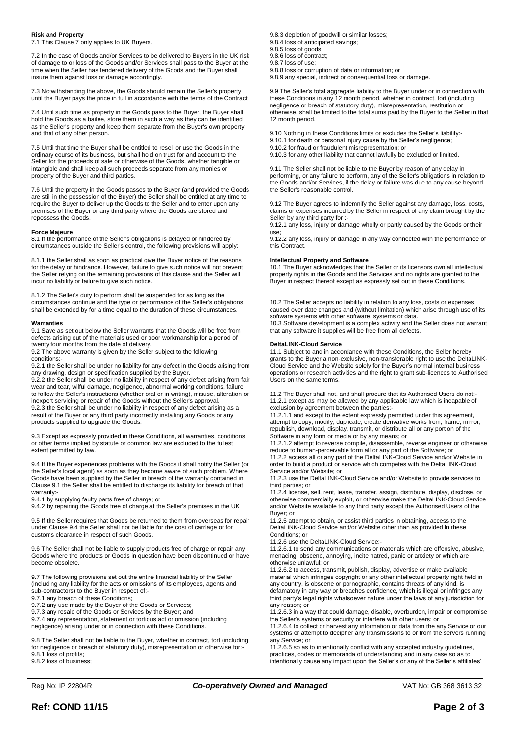**Risk and Property**

7.1 This Clause 7 only applies to UK Buyers.

7.2 In the case of Goods and/or Services to be delivered to Buyers in the UK risk of damage to or loss of the Goods and/or Services shall pass to the Buyer at the time when the Seller has tendered delivery of the Goods and the Buyer shall insure them against loss or damage accordingly.

7.3 Notwithstanding the above, the Goods should remain the Seller's property until the Buyer pays the price in full in accordance with the terms of the Contract.

7.4 Until such time as property in the Goods pass to the Buyer, the Buyer shall hold the Goods as a bailee, store them in such a way as they can be identified as the Seller's property and keep them separate from the Buyer's own property and that of any other person.

7.5 Until that time the Buyer shall be entitled to resell or use the Goods in the ordinary course of its business, but shall hold on trust for and account to the Seller for the proceeds of sale or otherwise of the Goods, whether tangible or intangible and shall keep all such proceeds separate from any monies or property of the Buyer and third parties.

7.6 Until the property in the Goods passes to the Buyer (and provided the Goods are still in the possession of the Buyer) the Seller shall be entitled at any time to require the Buyer to deliver up the Goods to the Seller and to enter upon any premises of the Buyer or any third party where the Goods are stored and repossess the Goods.

**Force Majeure**

8.1 If the performance of the Seller's obligations is delayed or hindered by circumstances outside the Seller's control, the following provisions will apply:

8.1.1 the Seller shall as soon as practical give the Buyer notice of the reasons for the delay or hindrance. However, failure to give such notice will not prevent the Seller relying on the remaining provisions of this clause and the Seller will incur no liability or failure to give such notice.

8.1.2 The Seller's duty to perform shall be suspended for as long as the circumstances continue and the type or performance of the Seller's obligations shall be extended by for a time equal to the duration of these circumstances.

**Warranties**

9.1 Save as set out below the Seller warrants that the Goods will be free from defects arising out of the materials used or poor workmanship for a period of twenty four months from the date of delivery.

9.2 The above warranty is given by the Seller subject to the following conditions:-

9.2.1 the Seller shall be under no liability for any defect in the Goods arising from any drawing, design or specification supplied by the Buyer.

9.2.2 the Seller shall be under no liability in respect of any defect arising from fair wear and tear, wilful damage, negligence, abnormal working conditions, failure to follow the Seller's instructions (whether oral or in writing), misuse, alteration or inexpert servicing or repair of the Goods without the Seller's approval.

9.2.3 the Seller shall be under no liability in respect of any defect arising as a result of the Buyer or any third party incorrectly installing any Goods or any products supplied to upgrade the Goods.

9.3 Except as expressly provided in these Conditions, all warranties, conditions or other terms implied by statute or common law are excluded to the fullest extent permitted by law.

9.4 If the Buyer experiences problems with the Goods it shall notify the Seller (or the Seller's local agent) as soon as they become aware of such problem. Where Goods have been supplied by the Seller in breach of the warranty contained in Clause 9.1 the Seller shall be entitled to discharge its liability for breach of that warranty:-

9.4.1 by supplying faulty parts free of charge; or

9.4.2 by repairing the Goods free of charge at the Seller's premises in the UK

9.5 If the Seller requires that Goods be returned to them from overseas for repair under Clause 9.4 the Seller shall not be liable for the cost of carriage or for customs clearance in respect of such Goods.

9.6 The Seller shall not be liable to supply products free of charge or repair any Goods where the products or Goods in question have been discontinued or have become obsolete.

9.7 The following provisions set out the entire financial liability of the Seller (including any liability for the acts or omissions of its employees, agents and sub-contractors) to the Buyer in respect of:-

9.7.1 any breach of these Conditions;

9.7.2 any use made by the Buyer of the Goods or Services;

9.7.3 any resale of the Goods or Services by the Buyer; and

9.7.4 any representation, statement or tortious act or omission (including negligence) arising under or in connection with these Conditions.

9.8 The Seller shall not be liable to the Buyer, whether in contract, tort (including for negligence or breach of statutory duty), misrepresentation or otherwise for:-

9.8.1 loss of profits;

9.8.2 loss of business;

9.8.3 depletion of goodwill or similar losses;

9.8.4 loss of anticipated savings;

9.8.5 loss of goods;

9.8.6 loss of contract;

9.8.7 loss of use;

9.8.8 loss or corruption of data or information; or

9.8.9 any special, indirect or consequential loss or damage.

9.9 The Seller's total aggregate liability to the Buyer under or in connection with these Conditions in any 12 month period, whether in contract, tort (including negligence or breach of statutory duty), misrepresentation, restitution or otherwise, shall be limited to the total sums paid by the Buyer to the Seller in that 12 month period.

9.10 Nothing in these Conditions limits or excludes the Seller's liability:-

9.10.1 for death or personal injury cause by the Seller's negligence;

9.10.2 for fraud or fraudulent misrepresentation; or

9.10.3 for any other liability that cannot lawfully be excluded or limited.

9.11 The Seller shall not be liable to the Buyer by reason of any delay in performing, or any failure to perform, any of the Seller's obligations in relation to the Goods and/or Services, if the delay or failure was due to any cause beyond the Seller's reasonable control.

9.12 The Buyer agrees to indemnify the Seller against any damage, loss, costs, claims or expenses incurred by the Seller in respect of any claim brought by the Seller by any third party for :-

9.12.1 any loss, injury or damage wholly or partly caused by the Goods or their use;

9.12.2 any loss, injury or damage in any way connected with the performance of this Contract.

**Intellectual Property and Software**

10.1 The Buyer acknowledges that the Seller or its licensors own all intellectual property rights in the Goods and the Services and no rights are granted to the Buyer in respect thereof except as expressly set out in these Conditions.

10.2 The Seller accepts no liability in relation to any loss, costs or expenses caused over date changes and (without limitation) which arise through use of its software systems with other software, systems or data.

10.3 Software development is a complex activity and the Seller does not warrant that any software it supplies will be free from all defects.

**DeltaLINK-Cloud Service**

11.1 Subject to and in accordance with these Conditions, the Seller hereby grants to the Buyer a non-exclusive, non-transferable right to use the DeltaLINK-Cloud Service and the Website solely for the Buyer's normal internal business operations or research activities and the right to grant sub-licences to Authorised Users on the same terms.

11.2 The Buyer shall not, and shall procure that its Authorised Users do not:-

11.2.1 except as may be allowed by any applicable law which is incapable of exclusion by agreement between the parties:-

11.2.1.1 and except to the extent expressly permitted under this agreement, attempt to copy, modify, duplicate, create derivative works from, frame, mirror, republish, download, display, transmit, or distribute all or any portion of the Software in any form or media or by any means; or

11.2.1.2 attempt to reverse compile, disassemble, reverse engineer or otherwise reduce to human-perceivable form all or any part of the Software; or

11.2.2 access all or any part of the DeltaLINK-Cloud Service and/or Website in order to build a product or service which competes with the DeltaLINK-Cloud Service and/or Website; or

11.2.3 use the DeltaLINK-Cloud Service and/or Website to provide services to third parties; or

11.2.4 license, sell, rent, lease, transfer, assign, distribute, display, disclose, or otherwise commercially exploit, or otherwise make the DeltaLINK-Cloud Service and/or Website available to any third party except the Authorised Users of the Buyer; or

11.2.5 attempt to obtain, or assist third parties in obtaining, access to the DeltaLINK-Cloud Service and/or Website other than as provided in these Conditions; or

11.2.6 use the DeltaLINK-Cloud Service:-

11.2.6.1 to send any communications or materials which are offensive, abusive, menacing, obscene, annoying, incite hatred, panic or anxiety or which are otherwise unlawful; or

11.2.6.2 to access, transmit, publish, display, advertise or make available material which infringes copyright or any other intellectual property right held in any country, is obscene or pornographic, contains threats of any kind, is defamatory in any way or breaches confidence, which is illegal or infringes any third party's legal rights whatsoever nature under the laws of any jurisdiction for any reason; or

11.2.6.3 in a way that could damage, disable, overburden, impair or compromise the Seller's systems or security or interfere with other users; or

11.2.6.4 to collect or harvest any information or data from the any Service or our systems or attempt to decipher any transmissions to or from the servers running any Service; or

11.2.6.5 so as to intentionally conflict with any accepted industry guidelines, practices, codes or memoranda of understanding and in any case so as to intentionally cause any impact upon the Seller's or any of the Seller's affiliates'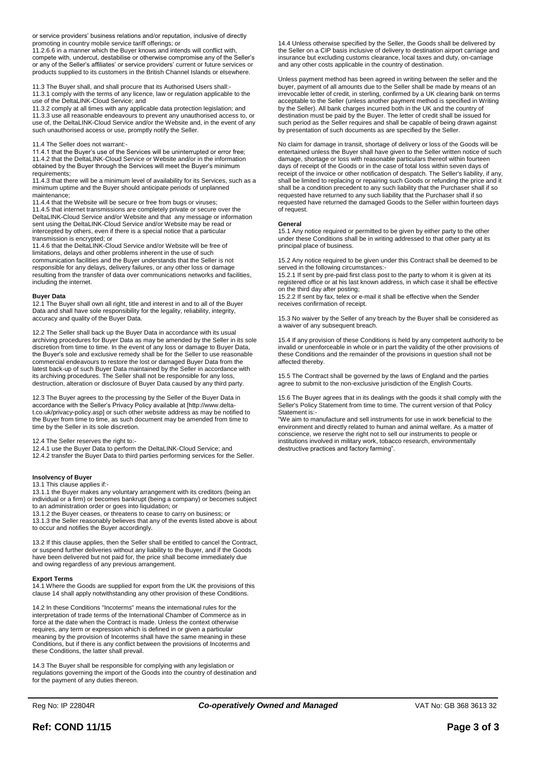or service providers' business relations and/or reputation, inclusive of directly promoting in country mobile service tariff offerings; or

11.2.6.6 in a manner which the Buyer knows and intends will conflict with, compete with, undercut, destabilise or otherwise compromise any of the Seller's or any of the Seller's affiliates' or service providers' current or future services or products supplied to its customers in the British Channel Islands or elsewhere.

11.3 The Buyer shall, and shall procure that its Authorised Users shall:-
11.3.1 comply with the terms of any licence, law or regulation applicable to the use of the DeltaLINK-Cloud Service; and
11.3.2 comply at all times with any applicable data protection legislation; and
11.3.3 use all reasonable endeavours to prevent any unauthorised access to, or use of, the DeltaLINK-Cloud Service and/or the Website and, in the event of any such unauthorised access or use, promptly notify the Seller.

11.4 The Seller does not warrant:-
11.4.1 that the Buyer's use of the Services will be uninterrupted or error free;
11.4.2 that the DeltaLINK-Cloud Service or Website and/or in the information obtained by the Buyer through the Services will meet the Buyer's minimum requirements;
11.4.3 that there will be a minimum level of availability for its Services, such as a minimum uptime and the Buyer should anticipate periods of unplanned maintenance;
11.4.4 that the Website will be secure or free from bugs or viruses;
11.4.5 that internet transmissions are completely private or secure over the DeltaLINK-Cloud Service and/or Website and that any message or information sent using the DeltaLINK-Cloud Service and/or Website may be read or intercepted by others, even if there is a special notice that a particular transmission is encrypted; or
11.4.6 that the DeltaLINK-Cloud Service and/or Website will be free of limitations, delays and other problems inherent in the use of such communication facilities and the Buyer understands that the Seller is not responsible for any delays, delivery failures, or any other loss or damage resulting from the transfer of data over communications networks and facilities, including the internet.

**Buyer Data**

12.1 The Buyer shall own all right, title and interest in and to all of the Buyer Data and shall have sole responsibility for the legality, reliability, integrity, accuracy and quality of the Buyer Data.

12.2 The Seller shall back up the Buyer Data in accordance with its usual archiving procedures for Buyer Data as may be amended by the Seller in its sole discretion from time to time. In the event of any loss or damage to Buyer Data, the Buyer's sole and exclusive remedy shall be for the Seller to use reasonable commercial endeavours to restore the lost or damaged Buyer Data from the latest back-up of such Buyer Data maintained by the Seller in accordance with its archiving procedures. The Seller shall not be responsible for any loss, destruction, alteration or disclosure of Buyer Data caused by any third party.

12.3 The Buyer agrees to the processing by the Seller of the Buyer Data in accordance with the Seller's Privacy Policy available at [http://www.delta-t.co.uk/privacy-policy.asp] or such other website address as may be notified to the Buyer from time to time, as such document may be amended from time to time by the Seller in its sole discretion.

12.4 The Seller reserves the right to:-
12.4.1 use the Buyer Data to perform the DeltaLINK-Cloud Service; and
12.4.2 transfer the Buyer Data to third parties performing services for the Seller.

**Insolvency of Buyer**

13.1 This clause applies if:-
13.1.1 the Buyer makes any voluntary arrangement with its creditors (being an individual or a firm) or becomes bankrupt (being a company) or becomes subject to an administration order or goes into liquidation; or
13.1.2 the Buyer ceases, or threatens to cease to carry on business; or
13.1.3 the Seller reasonably believes that any of the events listed above is about to occur and notifies the Buyer accordingly.

13.2 If this clause applies, then the Seller shall be entitled to cancel the Contract, or suspend further deliveries without any liability to the Buyer, and if the Goods have been delivered but not paid for, the price shall become immediately due and owing regardless of any previous arrangement.

**Export Terms**

14.1 Where the Goods are supplied for export from the UK the provisions of this clause 14 shall apply notwithstanding any other provision of these Conditions.

14.2 In these Conditions "Incoterms" means the international rules for the interpretation of trade terms of the International Chamber of Commerce as in force at the date when the Contract is made. Unless the context otherwise requires, any term or expression which is defined in or given a particular meaning by the provision of Incoterms shall have the same meaning in these Conditions, but if there is any conflict between the provisions of Incoterms and these Conditions, the latter shall prevail.

14.3 The Buyer shall be responsible for complying with any legislation or regulations governing the import of the Goods into the country of destination and for the payment of any duties thereon.

14.4 Unless otherwise specified by the Seller, the Goods shall be delivered by the Seller on a CIP basis inclusive of delivery to destination airport carriage and insurance but excluding customs clearance, local taxes and duty, on-carriage and any other costs applicable in the country of destination.

Unless payment method has been agreed in writing between the seller and the buyer, payment of all amounts due to the Seller shall be made by means of an irrevocable letter of credit, in sterling, confirmed by a UK clearing bank on terms acceptable to the Seller (unless another payment method is specified in Writing by the Seller). All bank charges incurred both in the UK and the country of destination must be paid by the Buyer. The letter of credit shall be issued for such period as the Seller requires and shall be capable of being drawn against by presentation of such documents as are specified by the Seller.

No claim for damage in transit, shortage of delivery or loss of the Goods will be entertained unless the Buyer shall have given to the Seller written notice of such damage, shortage or loss with reasonable particulars thereof within fourteen days of receipt of the Goods or in the case of total loss within seven days of receipt of the invoice or other notification of despatch. The Seller's liability, if any, shall be limited to replacing or repairing such Goods or refunding the price and it shall be a condition precedent to any such liability that the Purchaser shall if so requested have returned to any such liability that the Purchaser shall if so requested have returned the damaged Goods to the Seller within fourteen days of request.

**General**

15.1 Any notice required or permitted to be given by either party to the other under these Conditions shall be in writing addressed to that other party at its principal place of business.

15.2 Any notice required to be given under this Contract shall be deemed to be served in the following circumstances:-
15.2.1 If sent by pre-paid first class post to the party to whom it is given at its registered office or at his last known address, in which case it shall be effective on the third day after posting;
15.2.2 If sent by fax, telex or e-mail it shall be effective when the Sender receives confirmation of receipt.

15.3 No waiver by the Seller of any breach by the Buyer shall be considered as a waiver of any subsequent breach.

15.4 If any provision of these Conditions is held by any competent authority to be invalid or unenforceable in whole or in part the validity of the other provisions of these Conditions and the remainder of the provisions in question shall not be affected thereby.

15.5 The Contract shall be governed by the laws of England and the parties agree to submit to the non-exclusive jurisdiction of the English Courts.

15.6 The Buyer agrees that in its dealings with the goods it shall comply with the Seller's Policy Statement from time to time. The current version of that Policy Statement is:-
"We aim to manufacture and sell instruments for use in work beneficial to the environment and directly related to human and animal welfare. As a matter of conscience, we reserve the right not to sell our instruments to people or institutions involved in military work, tobacco research, environmentally destructive practices and factory farming".

Reg No: IP 22804R *Co-operatively Owned and Managed* VAT No: GB 368 3613 32

**Ref: COND 11/15**